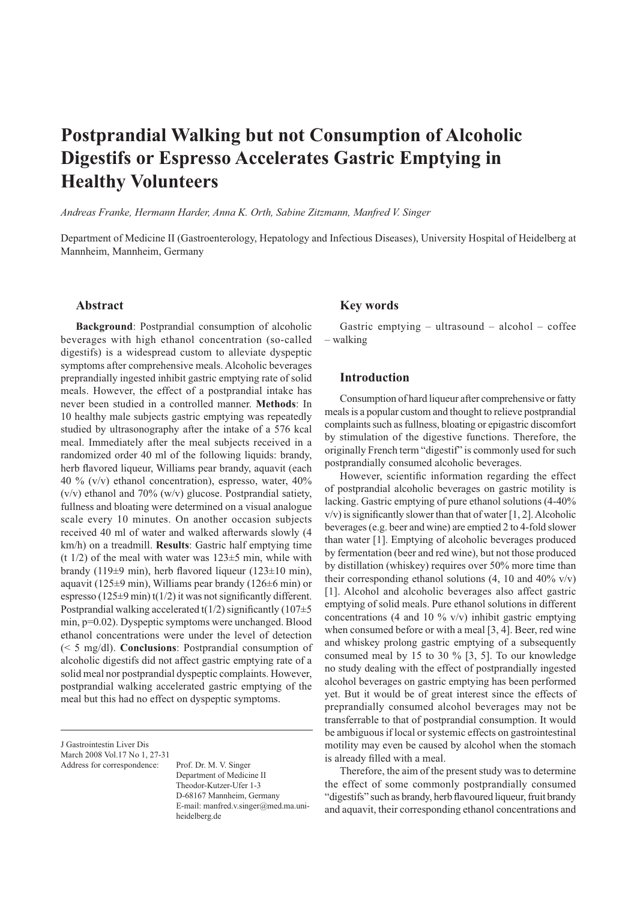# Postprandial Walking but not Consumption of Alcoholic Digestifs or Espresso Accelerates Gastric Emptying in Healthy Volunteers

*Andreas Franke, Hermann Harder, Anna K. Orth, Sabine Zitzmann, Manfred V. Singer*

Department of Medicine II (Gastroenterology, Hepatology and Infectious Diseases), University Hospital of Heidelberg at Mannheim, Mannheim, Germany

## Abstract

**Background**: Postprandial consumption of alcoholic beverages with high ethanol concentration (so-called digestifs) is a widespread custom to alleviate dyspeptic symptoms after comprehensive meals. Alcoholic beverages preprandially ingested inhibit gastric emptying rate of solid meals. However, the effect of a postprandial intake has never been studied in a controlled manner. **Methods**: In 10 healthy male subjects gastric emptying was repeatedly studied by ultrasonography after the intake of a 576 kcal meal. Immediately after the meal subjects received in a randomized order 40 ml of the following liquids: brandy, herb flavored liqueur, Williams pear brandy, aquavit (each 40 % (v/v) ethanol concentration), espresso, water, 40% (v/v) ethanol and 70% (w/v) glucose. Postprandial satiety, fullness and bloating were determined on a visual analogue scale every 10 minutes. On another occasion subjects received 40 ml of water and walked afterwards slowly (4 km/h) on a treadmill. **Results**: Gastric half emptying time ($t_{1/2}$) of the meal with water was 123±5 min, while with brandy (119±9 min), herb flavored liqueur (123±10 min), aquavit (125±9 min), Williams pear brandy (126±6 min) or espresso (125±9 min) $t(1/2)$ it was not significantly different. Postprandial walking accelerated $t(1/2)$ significantly (107±5 min, $p=0.02$). Dyspeptic symptoms were unchanged. Blood ethanol concentrations were under the level of detection (< 5 mg/dl). **Conclusions**: Postprandial consumption of alcoholic digestifs did not affect gastric emptying rate of a solid meal nor postprandial dyspeptic complaints. However, postprandial walking accelerated gastric emptying of the meal but this had no effect on dyspeptic symptoms.

J Gastrointestin Liver Dis
March 2008 Vol.17 No 1, 27-31
Address for correspondence: Prof. Dr. M. V. Singer
Department of Medicine II
Theodor-Kutzer-Ufer 1-3
D-68167 Mannheim, Germany
E-mail: manfred.v.singer@med.ma.uni-heidelberg.de

## Key words

Gastric emptying – ultrasound – alcohol – coffee – walking

## Introduction

Consumption of hard liqueur after comprehensive or fatty meals is a popular custom and thought to relieve postprandial complaints such as fullness, bloating or epigastric discomfort by stimulation of the digestive functions. Therefore, the originally French term "digestif" is commonly used for such postprandially consumed alcoholic beverages.

However, scientific information regarding the effect of postprandial alcoholic beverages on gastric motility is lacking. Gastric emptying of pure ethanol solutions (4-40% v/v) is significantly slower than that of water [1, 2]. Alcoholic beverages (e.g. beer and wine) are emptied 2 to 4-fold slower than water [1]. Emptying of alcoholic beverages produced by fermentation (beer and red wine), but not those produced by distillation (whiskey) requires over 50% more time than their corresponding ethanol solutions (4, 10 and 40% v/v) [1]. Alcohol and alcoholic beverages also affect gastric emptying of solid meals. Pure ethanol solutions in different concentrations (4 and 10 % v/v) inhibit gastric emptying when consumed before or with a meal [3, 4]. Beer, red wine and whiskey prolong gastric emptying of a subsequently consumed meal by 15 to 30 % [3, 5]. To our knowledge no study dealing with the effect of postprandially ingested alcohol beverages on gastric emptying has been performed yet. But it would be of great interest since the effects of preprandially consumed alcohol beverages may not be transferrable to that of postprandial consumption. It would be ambiguous if local or systemic effects on gastrointestinal motility may even be caused by alcohol when the stomach is already filled with a meal.

Therefore, the aim of the present study was to determine the effect of some commonly postprandially consumed "digestifs" such as brandy, herb flavoured liqueur, fruit brandy and aquavit, their corresponding ethanol concentrations and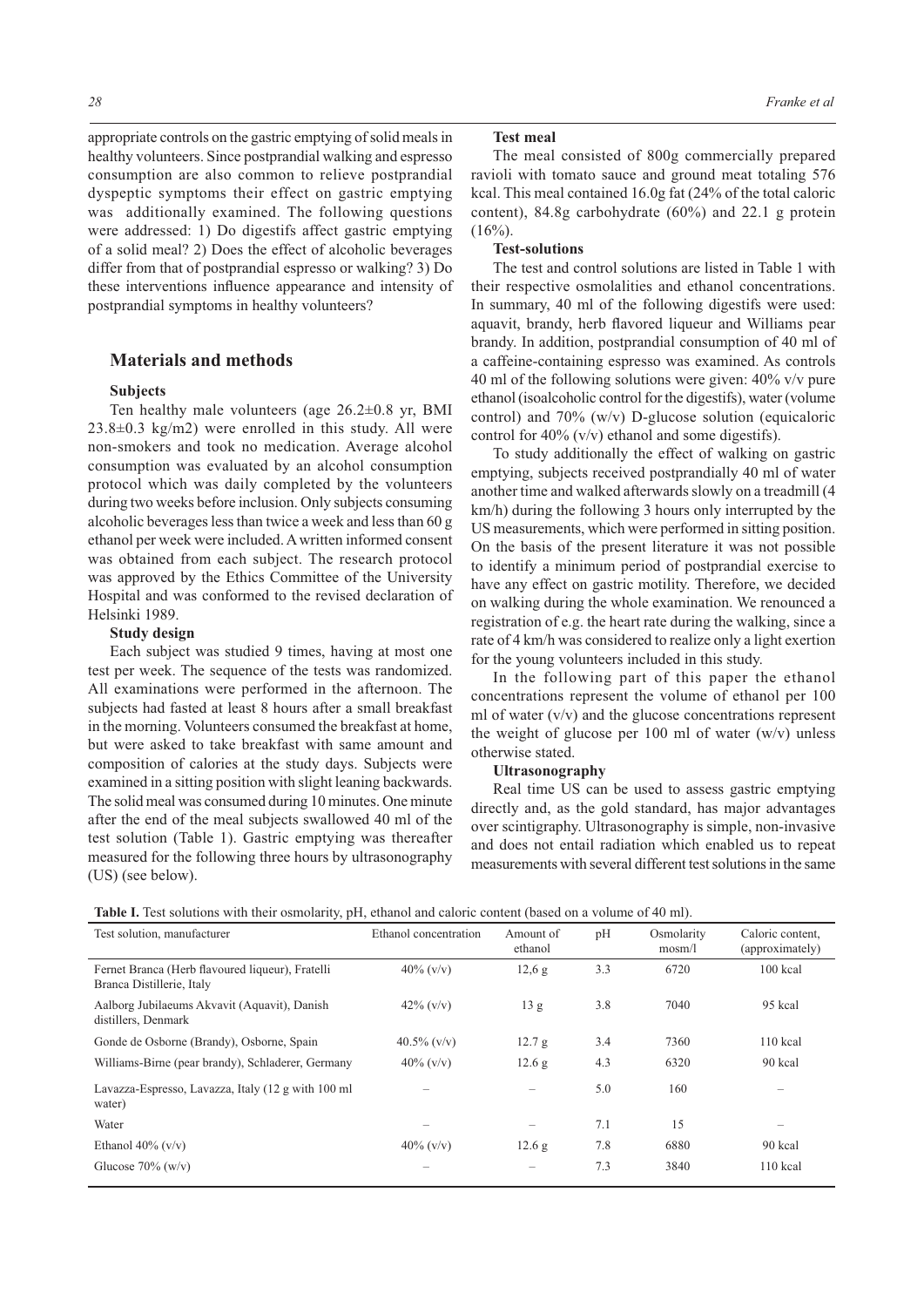appropriate controls on the gastric emptying of solid meals in healthy volunteers. Since postprandial walking and espresso consumption are also common to relieve postprandial dyspeptic symptoms their effect on gastric emptying was additionally examined. The following questions were addressed: 1) Do digestifs affect gastric emptying of a solid meal? 2) Does the effect of alcoholic beverages differ from that of postprandial espresso or walking? 3) Do these interventions influence appearance and intensity of postprandial symptoms in healthy volunteers?

## Materials and methods

### Subjects

Ten healthy male volunteers (age 26.2±0.8 yr, BMI 23.8±0.3 kg/m2) were enrolled in this study. All were non-smokers and took no medication. Average alcohol consumption was evaluated by an alcohol consumption protocol which was daily completed by the volunteers during two weeks before inclusion. Only subjects consuming alcoholic beverages less than twice a week and less than 60 g ethanol per week were included. A written informed consent was obtained from each subject. The research protocol was approved by the Ethics Committee of the University Hospital and was conformed to the revised declaration of Helsinki 1989.

### Study design

Each subject was studied 9 times, having at most one test per week. The sequence of the tests was randomized. All examinations were performed in the afternoon. The subjects had fasted at least 8 hours after a small breakfast in the morning. Volunteers consumed the breakfast at home, but were asked to take breakfast with same amount and composition of calories at the study days. Subjects were examined in a sitting position with slight leaning backwards. The solid meal was consumed during 10 minutes. One minute after the end of the meal subjects swallowed 40 ml of the test solution (Table 1). Gastric emptying was thereafter measured for the following three hours by ultrasonography (US) (see below).

### Test meal

The meal consisted of 800g commercially prepared ravioli with tomato sauce and ground meat totaling 576 kcal. This meal contained 16.0g fat (24% of the total caloric content), 84.8g carbohydrate (60%) and 22.1 g protein (16%).

### Test-solutions

The test and control solutions are listed in Table 1 with their respective osmolalities and ethanol concentrations. In summary, 40 ml of the following digestifs were used: aquavit, brandy, herb flavored liqueur and Williams pear brandy. In addition, postprandial consumption of 40 ml of a caffeine-containing espresso was examined. As controls 40 ml of the following solutions were given: 40% v/v pure ethanol (isoalcoholic control for the digestifs), water (volume control) and 70% (w/v) D-glucose solution (equicaloric control for 40% (v/v) ethanol and some digestifs).

To study additionally the effect of walking on gastric emptying, subjects received postprandially 40 ml of water another time and walked afterwards slowly on a treadmill (4 km/h) during the following 3 hours only interrupted by the US measurements, which were performed in sitting position. On the basis of the present literature it was not possible to identify a minimum period of postprandial exercise to have any effect on gastric motility. Therefore, we decided on walking during the whole examination. We renounced a registration of e.g. the heart rate during the walking, since a rate of 4 km/h was considered to realize only a light exertion for the young volunteers included in this study.

In the following part of this paper the ethanol concentrations represent the volume of ethanol per 100 ml of water (v/v) and the glucose concentrations represent the weight of glucose per 100 ml of water (w/v) unless otherwise stated.

### Ultrasonography

Real time US can be used to assess gastric emptying directly and, as the gold standard, has major advantages over scintigraphy. Ultrasonography is simple, non-invasive and does not entail radiation which enabled us to repeat measurements with several different test solutions in the same

**Table I.** Test solutions with their osmolarity, pH, ethanol and caloric content (based on a volume of 40 ml).

| Test solution, manufacturer | Ethanol concentration | Amount of ethanol | pH | Osmolarity mosm/l | Caloric content, (approximately) |
|---|---|---|---|---|---|
| Fernet Branca (Herb flavoured liqueur), Fratelli Branca Distillerie, Italy | 40% (v/v) | 12,6 g | 3.3 | 6720 | 100 kcal |
| Aalborg Jubilaeums Akvavit (Aquavit), Danish distillers, Denmark | 42% (v/v) | 13 g | 3.8 | 7040 | 95 kcal |
| Gonde de Osborne (Brandy), Osborne, Spain | 40.5% (v/v) | 12.7 g | 3.4 | 7360 | 110 kcal |
| Williams-Birne (pear brandy), Schladerer, Germany | 40% (v/v) | 12.6 g | 4.3 | 6320 | 90 kcal |
| Lavazza-Espresso, Lavazza, Italy (12 g with 100 ml water) | – | – | 5.0 | 160 | – |
| Water | – | – | 7.1 | 15 | – |
| Ethanol 40% (v/v) | 40% (v/v) | 12.6 g | 7.8 | 6880 | 90 kcal |
| Glucose 70% (w/v) | – | – | 7.3 | 3840 | 110 kcal |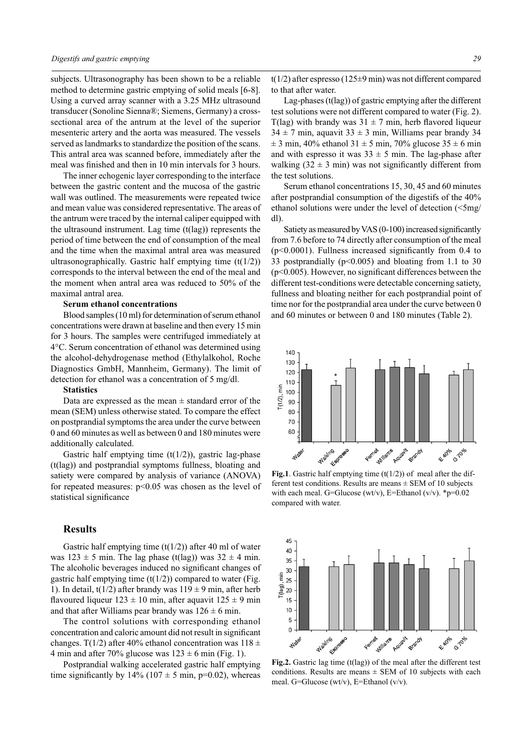subjects. Ultrasonography has been shown to be a reliable method to determine gastric emptying of solid meals [6-8]. Using a curved array scanner with a 3.25 MHz ultrasound transducer (Sonoline Sienna®; Siemens, Germany) a cross-sectional area of the antrum at the level of the superior mesenteric artery and the aorta was measured. The vessels served as landmarks to standardize the position of the scans. This antral area was scanned before, immediately after the meal was finished and then in 10 min intervals for 3 hours.

The inner echogenic layer corresponding to the interface between the gastric content and the mucosa of the gastric wall was outlined. The measurements were repeated twice and mean value was considered representative. The areas of the antrum were traced by the internal caliper equipped with the ultrasound instrument. Lag time (t(lag)) represents the period of time between the end of consumption of the meal and the time when the maximal antral area was measured ultrasonographically. Gastric half emptying time (t(1/2)) corresponds to the interval between the end of the meal and the moment when antral area was reduced to 50% of the maximal antral area.

**Serum ethanol concentrations**

Blood samples (10 ml) for determination of serum ethanol concentrations were drawn at baseline and then every 15 min for 3 hours. The samples were centrifuged immediately at 4°C. Serum concentration of ethanol was determined using the alcohol-dehydrogenase method (Ethylalkohol, Roche Diagnostics GmbH, Mannheim, Germany). The limit of detection for ethanol was a concentration of 5 mg/dl.

**Statistics**

Data are expressed as the mean ± standard error of the mean (SEM) unless otherwise stated. To compare the effect on postprandial symptoms the area under the curve between 0 and 60 minutes as well as between 0 and 180 minutes were additionally calculated.

Gastric half emptying time (t(1/2)), gastric lag-phase (t(lag)) and postprandial symptoms fullness, bloating and satiety were compared by analysis of variance (ANOVA) for repeated measures: $p<0.05$ was chosen as the level of statistical significance

## Results

Gastric half emptying time (t(1/2)) after 40 ml of water was 123 ± 5 min. The lag phase (t(lag)) was 32 ± 4 min. The alcoholic beverages induced no significant changes of gastric half emptying time (t(1/2)) compared to water (Fig. 1). In detail, t(1/2) after brandy was 119 ± 9 min, after herb flavoured liqueur 123 ± 10 min, after aquavit 125 ± 9 min and that after Williams pear brandy was 126 ± 6 min.

The control solutions with corresponding ethanol concentration and caloric amount did not result in significant changes. T(1/2) after 40% ethanol concentration was 118 ± 4 min and after 70% glucose was 123 ± 6 min (Fig. 1).

Postprandial walking accelerated gastric half emptying time significantly by 14% (107 ± 5 min, $p=0.02$), whereas t(1/2) after espresso (125±9 min) was not different compared to that after water.

Lag-phases (t(lag)) of gastric emptying after the different test solutions were not different compared to water (Fig. 2). T(lag) with brandy was 31 ± 7 min, herb flavored liqueur 34 ± 7 min, aquavit 33 ± 3 min, Williams pear brandy 34 ± 3 min, 40% ethanol 31 ± 5 min, 70% glucose 35 ± 6 min and with espresso it was 33 ± 5 min. The lag-phase after walking (32 ± 3 min) was not significantly different from the test solutions.

Serum ethanol concentrations 15, 30, 45 and 60 minutes after postprandial consumption of the digestifs of the 40% ethanol solutions were under the level of detection (<5mg/dl).

Satiety as measured by VAS (0-100) increased significantly from 7.6 before to 74 directly after consumption of the meal ($p<0.0001$). Fullness increased significantly from 0.4 to 33 postprandially ($p<0.005$) and bloating from 1.1 to 30 ($p<0.005$). However, no significant differences between the different test-conditions were detectable concerning satiety, fullness and bloating neither for each postprandial point of time nor for the postprandial area under the curve between 0 and 60 minutes or between 0 and 180 minutes (Table 2).

**Fig.1**. Gastric half emptying time (t(1/2)) of meal after the different test conditions. Results are means ± SEM of 10 subjects with each meal. G=Glucose (wt/v), E=Ethanol (v/v). *p=0.02 compared with water.

**Fig.2.** Gastric lag time (t(lag)) of the meal after the different test conditions. Results are means ± SEM of 10 subjects with each meal. G=Glucose (wt/v), E=Ethanol (v/v).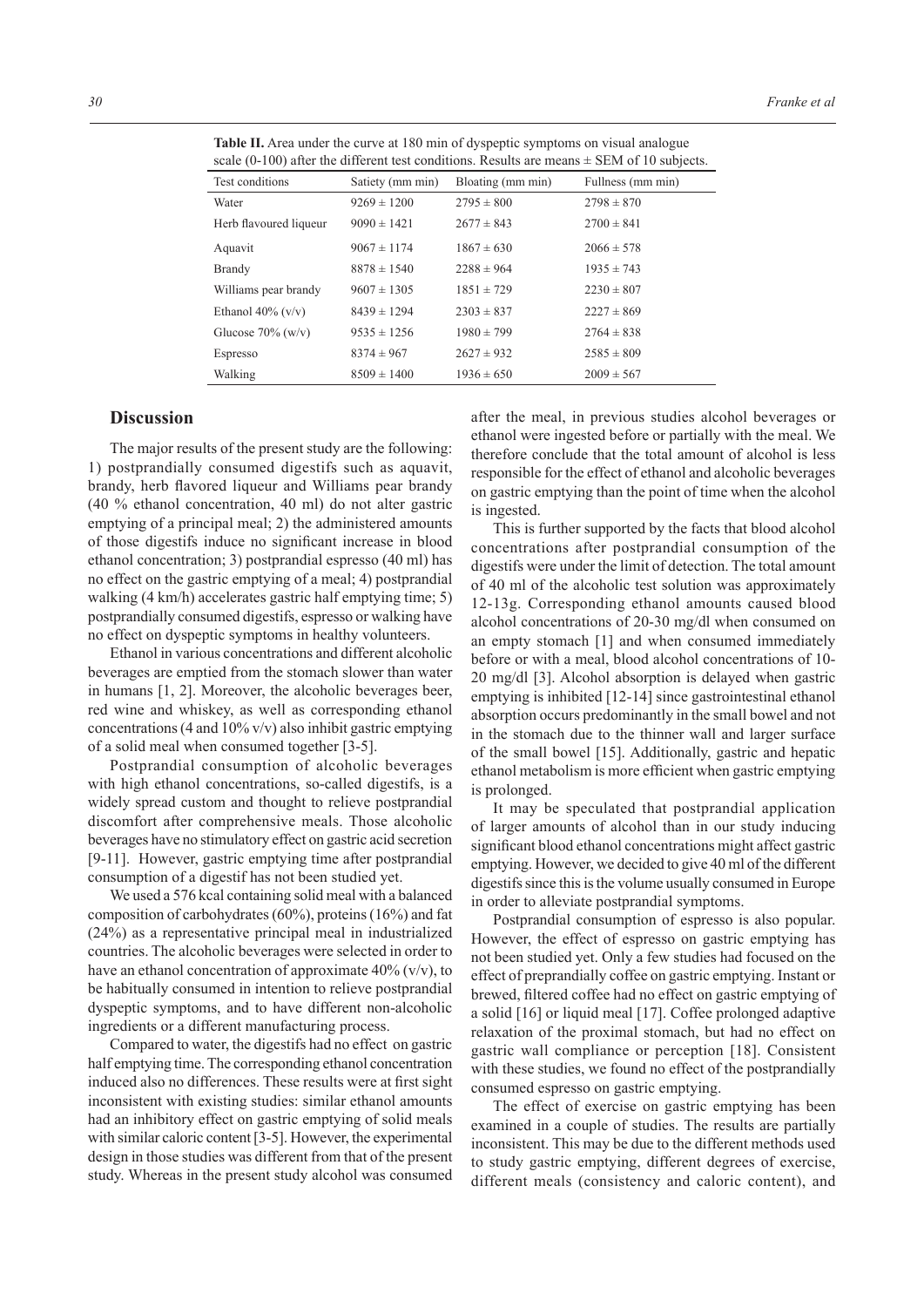**Table II.** Area under the curve at 180 min of dyspeptic symptoms on visual analogue scale (0-100) after the different test conditions. Results are means ± SEM of 10 subjects.

| Test conditions | Satiety (mm min) | Bloating (mm min) | Fullness (mm min) |
|---|---|---|---|
| Water | 9269 ± 1200 | 2795 ± 800 | 2798 ± 870 |
| Herb flavoured liqueur | 9090 ± 1421 | 2677 ± 843 | 2700 ± 841 |
| Aquavit | 9067 ± 1174 | 1867 ± 630 | 2066 ± 578 |
| Brandy | 8878 ± 1540 | 2288 ± 964 | 1935 ± 743 |
| Williams pear brandy | 9607 ± 1305 | 1851 ± 729 | 2230 ± 807 |
| Ethanol 40% (v/v) | 8439 ± 1294 | 2303 ± 837 | 2227 ± 869 |
| Glucose 70% (w/v) | 9535 ± 1256 | 1980 ± 799 | 2764 ± 838 |
| Espresso | 8374 ± 967 | 2627 ± 932 | 2585 ± 809 |
| Walking | 8509 ± 1400 | 1936 ± 650 | 2009 ± 567 |

## Discussion

The major results of the present study are the following: 1) postprandially consumed digestifs such as aquavit, brandy, herb flavored liqueur and Williams pear brandy (40 % ethanol concentration, 40 ml) do not alter gastric emptying of a principal meal; 2) the administered amounts of those digestifs induce no significant increase in blood ethanol concentration; 3) postprandial espresso (40 ml) has no effect on the gastric emptying of a meal; 4) postprandial walking (4 km/h) accelerates gastric half emptying time; 5) postprandially consumed digestifs, espresso or walking have no effect on dyspeptic symptoms in healthy volunteers.

Ethanol in various concentrations and different alcoholic beverages are emptied from the stomach slower than water in humans [1, 2]. Moreover, the alcoholic beverages beer, red wine and whiskey, as well as corresponding ethanol concentrations (4 and 10% v/v) also inhibit gastric emptying of a solid meal when consumed together [3-5].

Postprandial consumption of alcoholic beverages with high ethanol concentrations, so-called digestifs, is a widely spread custom and thought to relieve postprandial discomfort after comprehensive meals. Those alcoholic beverages have no stimulatory effect on gastric acid secretion [9-11]. However, gastric emptying time after postprandial consumption of a digestif has not been studied yet.

We used a 576 kcal containing solid meal with a balanced composition of carbohydrates (60%), proteins (16%) and fat (24%) as a representative principal meal in industrialized countries. The alcoholic beverages were selected in order to have an ethanol concentration of approximate 40% (v/v), to be habitually consumed in intention to relieve postprandial dyspeptic symptoms, and to have different non-alcoholic ingredients or a different manufacturing process.

Compared to water, the digestifs had no effect on gastric half emptying time. The corresponding ethanol concentration induced also no differences. These results were at first sight inconsistent with existing studies: similar ethanol amounts had an inhibitory effect on gastric emptying of solid meals with similar caloric content [3-5]. However, the experimental design in those studies was different from that of the present study. Whereas in the present study alcohol was consumed after the meal, in previous studies alcohol beverages or ethanol were ingested before or partially with the meal. We therefore conclude that the total amount of alcohol is less responsible for the effect of ethanol and alcoholic beverages on gastric emptying than the point of time when the alcohol is ingested.

This is further supported by the facts that blood alcohol concentrations after postprandial consumption of the digestifs were under the limit of detection. The total amount of 40 ml of the alcoholic test solution was approximately 12-13g. Corresponding ethanol amounts caused blood alcohol concentrations of 20-30 mg/dl when consumed on an empty stomach [1] and when consumed immediately before or with a meal, blood alcohol concentrations of 10-20 mg/dl [3]. Alcohol absorption is delayed when gastric emptying is inhibited [12-14] since gastrointestinal ethanol absorption occurs predominantly in the small bowel and not in the stomach due to the thinner wall and larger surface of the small bowel [15]. Additionally, gastric and hepatic ethanol metabolism is more efficient when gastric emptying is prolonged.

It may be speculated that postprandial application of larger amounts of alcohol than in our study inducing significant blood ethanol concentrations might affect gastric emptying. However, we decided to give 40 ml of the different digestifs since this is the volume usually consumed in Europe in order to alleviate postprandial symptoms.

Postprandial consumption of espresso is also popular. However, the effect of espresso on gastric emptying has not been studied yet. Only a few studies had focused on the effect of preprandially coffee on gastric emptying. Instant or brewed, filtered coffee had no effect on gastric emptying of a solid [16] or liquid meal [17]. Coffee prolonged adaptive relaxation of the proximal stomach, but had no effect on gastric wall compliance or perception [18]. Consistent with these studies, we found no effect of the postprandially consumed espresso on gastric emptying.

The effect of exercise on gastric emptying has been examined in a couple of studies. The results are partially inconsistent. This may be due to the different methods used to study gastric emptying, different degrees of exercise, different meals (consistency and caloric content), and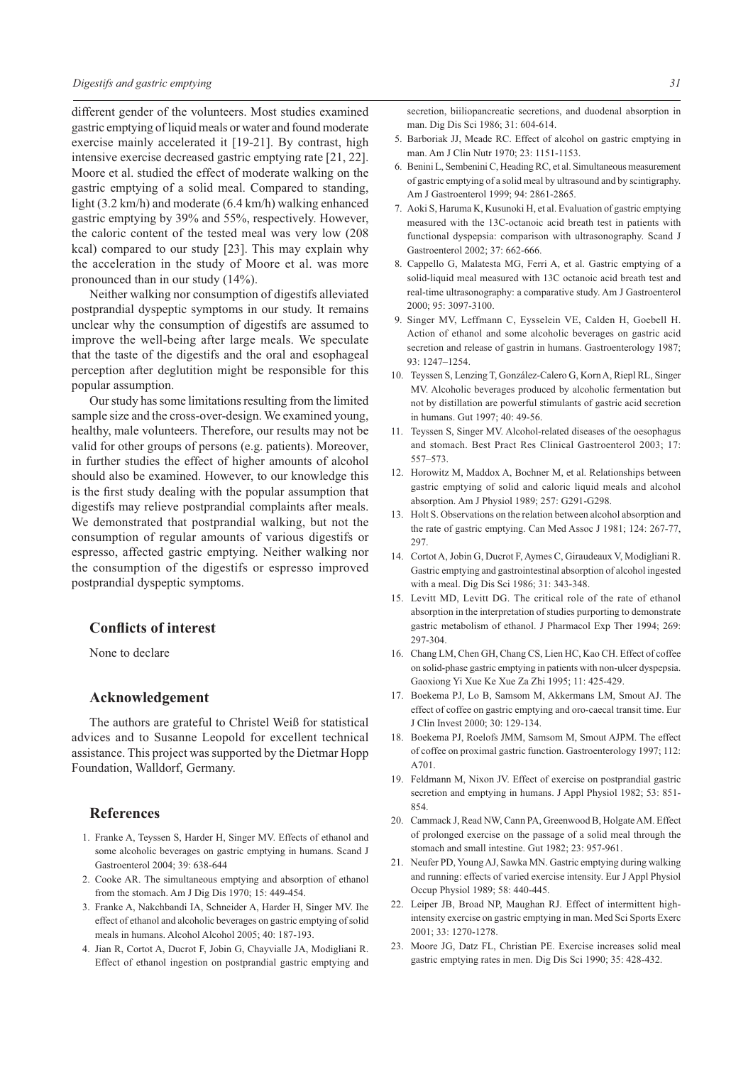different gender of the volunteers. Most studies examined gastric emptying of liquid meals or water and found moderate exercise mainly accelerated it [19-21]. By contrast, high intensive exercise decreased gastric emptying rate [21, 22]. Moore et al. studied the effect of moderate walking on the gastric emptying of a solid meal. Compared to standing, light (3.2 km/h) and moderate (6.4 km/h) walking enhanced gastric emptying by 39% and 55%, respectively. However, the caloric content of the tested meal was very low (208 kcal) compared to our study [23]. This may explain why the acceleration in the study of Moore et al. was more pronounced than in our study (14%).

Neither walking nor consumption of digestifs alleviated postprandial dyspeptic symptoms in our study. It remains unclear why the consumption of digestifs are assumed to improve the well-being after large meals. We speculate that the taste of the digestifs and the oral and esophageal perception after deglutition might be responsible for this popular assumption.

Our study has some limitations resulting from the limited sample size and the cross-over-design. We examined young, healthy, male volunteers. Therefore, our results may not be valid for other groups of persons (e.g. patients). Moreover, in further studies the effect of higher amounts of alcohol should also be examined. However, to our knowledge this is the first study dealing with the popular assumption that digestifs may relieve postprandial complaints after meals. We demonstrated that postprandial walking, but not the consumption of regular amounts of various digestifs or espresso, affected gastric emptying. Neither walking nor the consumption of the digestifs or espresso improved postprandial dyspeptic symptoms.

## Conflicts of interest

None to declare

## Acknowledgement

The authors are grateful to Christel Weiß for statistical advices and to Susanne Leopold for excellent technical assistance. This project was supported by the Dietmar Hopp Foundation, Walldorf, Germany.

## References

1. Franke A, Teyssen S, Harder H, Singer MV. Effects of ethanol and some alcoholic beverages on gastric emptying in humans. Scand J Gastroenterol 2004; 39: 638-644
2. Cooke AR. The simultaneous emptying and absorption of ethanol from the stomach. Am J Dig Dis 1970; 15: 449-454.
3. Franke A, Nakchbandi IA, Schneider A, Harder H, Singer MV. Ihe effect of ethanol and alcoholic beverages on gastric emptying of solid meals in humans. Alcohol Alcohol 2005; 40: 187-193.
4. Jian R, Cortot A, Ducrot F, Jobin G, Chayvialle JA, Modigliani R. Effect of ethanol ingestion on postprandial gastric emptying and secretion, biiliopancreatic secretions, and duodenal absorption in man. Dig Dis Sci 1986; 31: 604-614.
5. Barboriak JJ, Meade RC. Effect of alcohol on gastric emptying in man. Am J Clin Nutr 1970; 23: 1151-1153.
6. Benini L, Sembenini C, Heading RC, et al. Simultaneous measurement of gastric emptying of a solid meal by ultrasound and by scintigraphy. Am J Gastroenterol 1999; 94: 2861-2865.
7. Aoki S, Haruma K, Kusunoki H, et al. Evaluation of gastric emptying measured with the 13C-octanoic acid breath test in patients with functional dyspepsia: comparison with ultrasonography. Scand J Gastroenterol 2002; 37: 662-666.
8. Cappello G, Malatesta MG, Ferri A, et al. Gastric emptying of a solid-liquid meal measured with 13C octanoic acid breath test and real-time ultrasonography: a comparative study. Am J Gastroenterol 2000; 95: 3097-3100.
9. Singer MV, Leffmann C, Eysselein VE, Calden H, Goebell H. Action of ethanol and some alcoholic beverages on gastric acid secretion and release of gastrin in humans. Gastroenterology 1987; 93: 1247–1254.
10. Teyssen S, Lenzing T, González-Calero G, Korn A, Riepl RL, Singer MV. Alcoholic beverages produced by alcoholic fermentation but not by distillation are powerful stimulants of gastric acid secretion in humans. Gut 1997; 40: 49-56.
11. Teyssen S, Singer MV. Alcohol-related diseases of the oesophagus and stomach. Best Pract Res Clinical Gastroenterol 2003; 17: 557–573.
12. Horowitz M, Maddox A, Bochner M, et al. Relationships between gastric emptying of solid and caloric liquid meals and alcohol absorption. Am J Physiol 1989; 257: G291-G298.
13. Holt S. Observations on the relation between alcohol absorption and the rate of gastric emptying. Can Med Assoc J 1981; 124: 267-77, 297.
14. Cortot A, Jobin G, Ducrot F, Aymes C, Giraudeaux V, Modigliani R. Gastric emptying and gastrointestinal absorption of alcohol ingested with a meal. Dig Dis Sci 1986; 31: 343-348.
15. Levitt MD, Levitt DG. The critical role of the rate of ethanol absorption in the interpretation of studies purporting to demonstrate gastric metabolism of ethanol. J Pharmacol Exp Ther 1994; 269: 297-304.
16. Chang LM, Chen GH, Chang CS, Lien HC, Kao CH. Effect of coffee on solid-phase gastric emptying in patients with non-ulcer dyspepsia. Gaoxiong Yi Xue Ke Xue Za Zhi 1995; 11: 425-429.
17. Boekema PJ, Lo B, Samsom M, Akkermans LM, Smout AJ. The effect of coffee on gastric emptying and oro-caecal transit time. Eur J Clin Invest 2000; 30: 129-134.
18. Boekema PJ, Roelofs JMM, Samsom M, Smout AJPM. The effect of coffee on proximal gastric function. Gastroenterology 1997; 112: A701.
19. Feldmann M, Nixon JV. Effect of exercise on postprandial gastric secretion and emptying in humans. J Appl Physiol 1982; 53: 851-854.
20. Cammack J, Read NW, Cann PA, Greenwood B, Holgate AM. Effect of prolonged exercise on the passage of a solid meal through the stomach and small intestine. Gut 1982; 23: 957-961.
21. Neufer PD, Young AJ, Sawka MN. Gastric emptying during walking and running: effects of varied exercise intensity. Eur J Appl Physiol Occup Physiol 1989; 58: 440-445.
22. Leiper JB, Broad NP, Maughan RJ. Effect of intermittent high-intensity exercise on gastric emptying in man. Med Sci Sports Exerc 2001; 33: 1270-1278.
23. Moore JG, Datz FL, Christian PE. Exercise increases solid meal gastric emptying rates in men. Dig Dis Sci 1990; 35: 428-432.